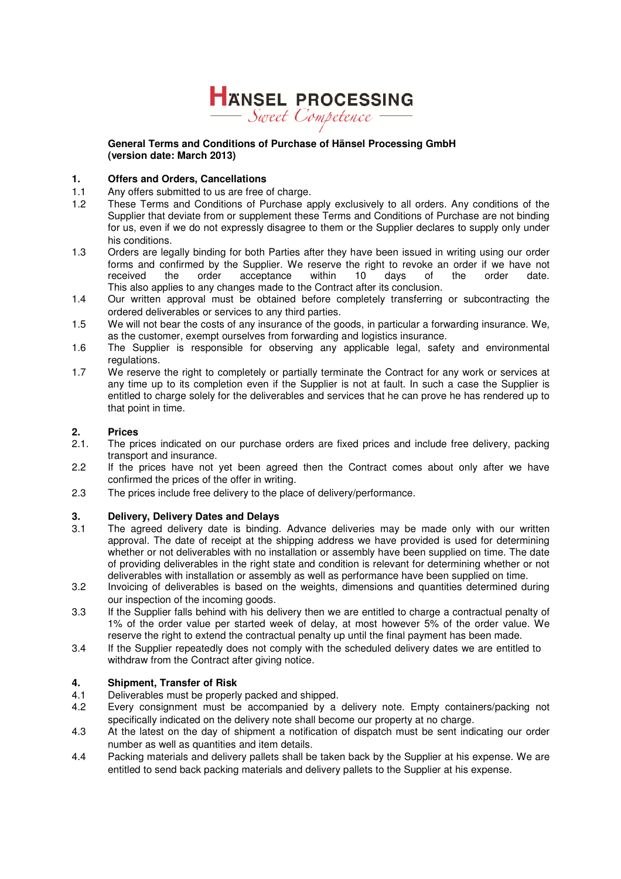**HÄNSEL PROCESSING**
*Sweet Competence*

**General Terms and Conditions of Purchase of Hänsel Processing GmbH (version date: March 2013)**

## 1. Offers and Orders, Cancellations

1.1 Any offers submitted to us are free of charge.

1.2 These Terms and Conditions of Purchase apply exclusively to all orders. Any conditions of the Supplier that deviate from or supplement these Terms and Conditions of Purchase are not binding for us, even if we do not expressly disagree to them or the Supplier declares to supply only under his conditions.

1.3 Orders are legally binding for both Parties after they have been issued in writing using our order forms and confirmed by the Supplier. We reserve the right to revoke an order if we have not received the order acceptance within 10 days of the order date. This also applies to any changes made to the Contract after its conclusion.

1.4 Our written approval must be obtained before completely transferring or subcontracting the ordered deliverables or services to any third parties.

1.5 We will not bear the costs of any insurance of the goods, in particular a forwarding insurance. We, as the customer, exempt ourselves from forwarding and logistics insurance.

1.6 The Supplier is responsible for observing any applicable legal, safety and environmental regulations.

1.7 We reserve the right to completely or partially terminate the Contract for any work or services at any time up to its completion even if the Supplier is not at fault. In such a case the Supplier is entitled to charge solely for the deliverables and services that he can prove he has rendered up to that point in time.

## 2. Prices

2.1. The prices indicated on our purchase orders are fixed prices and include free delivery, packing transport and insurance.

2.2 If the prices have not yet been agreed then the Contract comes about only after we have confirmed the prices of the offer in writing.

2.3 The prices include free delivery to the place of delivery/performance.

## 3. Delivery, Delivery Dates and Delays

3.1 The agreed delivery date is binding. Advance deliveries may be made only with our written approval. The date of receipt at the shipping address we have provided is used for determining whether or not deliverables with no installation or assembly have been supplied on time. The date of providing deliverables in the right state and condition is relevant for determining whether or not deliverables with installation or assembly as well as performance have been supplied on time.

3.2 Invoicing of deliverables is based on the weights, dimensions and quantities determined during our inspection of the incoming goods.

3.3 If the Supplier falls behind with his delivery then we are entitled to charge a contractual penalty of 1% of the order value per started week of delay, at most however 5% of the order value. We reserve the right to extend the contractual penalty up until the final payment has been made.

3.4 If the Supplier repeatedly does not comply with the scheduled delivery dates we are entitled to withdraw from the Contract after giving notice.

## 4. Shipment, Transfer of Risk

4.1 Deliverables must be properly packed and shipped.

4.2 Every consignment must be accompanied by a delivery note. Empty containers/packing not specifically indicated on the delivery note shall become our property at no charge.

4.3 At the latest on the day of shipment a notification of dispatch must be sent indicating our order number as well as quantities and item details.

4.4 Packing materials and delivery pallets shall be taken back by the Supplier at his expense. We are entitled to send back packing materials and delivery pallets to the Supplier at his expense.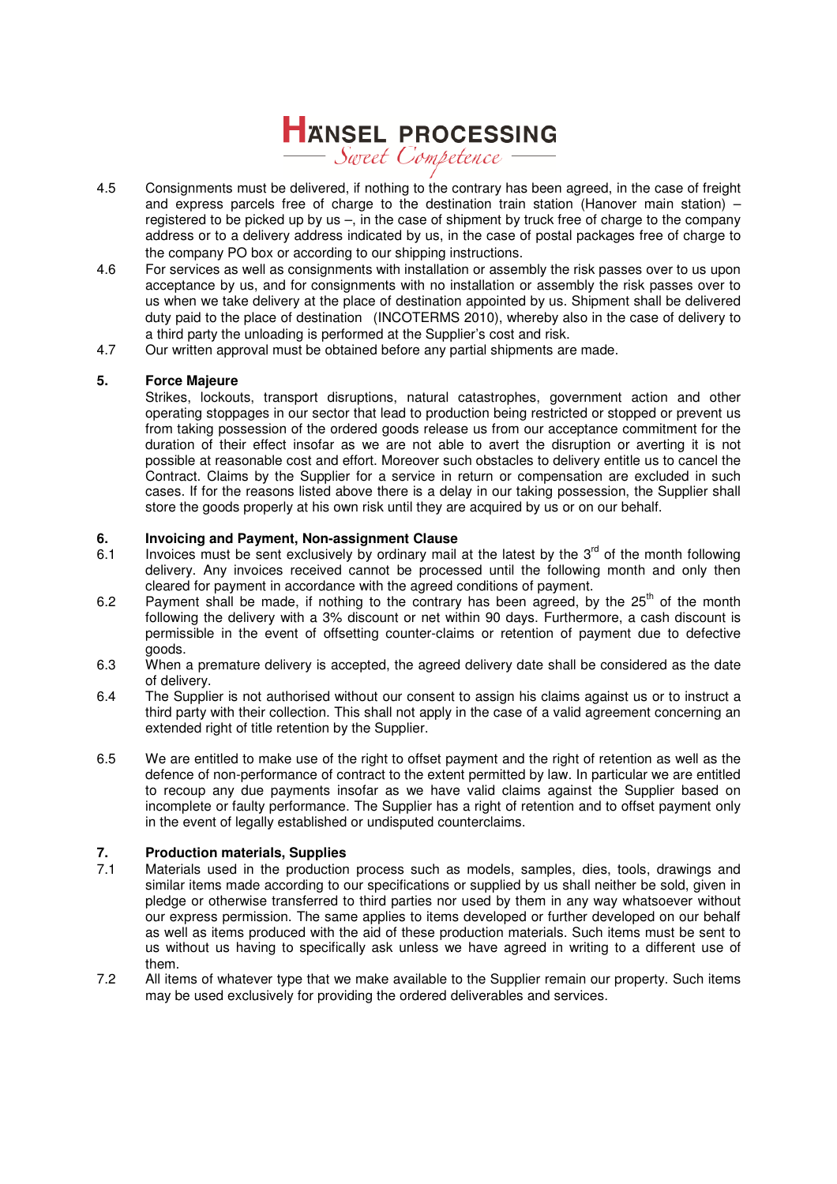4.5 Consignments must be delivered, if nothing to the contrary has been agreed, in the case of freight and express parcels free of charge to the destination train station (Hanover main station) – registered to be picked up by us –, in the case of shipment by truck free of charge to the company address or to a delivery address indicated by us, in the case of postal packages free of charge to the company PO box or according to our shipping instructions.

4.6 For services as well as consignments with installation or assembly the risk passes over to us upon acceptance by us, and for consignments with no installation or assembly the risk passes over to us when we take delivery at the place of destination appointed by us. Shipment shall be delivered duty paid to the place of destination (INCOTERMS 2010), whereby also in the case of delivery to a third party the unloading is performed at the Supplier's cost and risk.

4.7 Our written approval must be obtained before any partial shipments are made.

## 5. Force Majeure

Strikes, lockouts, transport disruptions, natural catastrophes, government action and other operating stoppages in our sector that lead to production being restricted or stopped or prevent us from taking possession of the ordered goods release us from our acceptance commitment for the duration of their effect insofar as we are not able to avert the disruption or averting it is not possible at reasonable cost and effort. Moreover such obstacles to delivery entitle us to cancel the Contract. Claims by the Supplier for a service in return or compensation are excluded in such cases. If for the reasons listed above there is a delay in our taking possession, the Supplier shall store the goods properly at his own risk until they are acquired by us or on our behalf.

## 6. Invoicing and Payment, Non-assignment Clause

6.1 Invoices must be sent exclusively by ordinary mail at the latest by the 3rd of the month following delivery. Any invoices received cannot be processed until the following month and only then cleared for payment in accordance with the agreed conditions of payment.

6.2 Payment shall be made, if nothing to the contrary has been agreed, by the 25th of the month following the delivery with a 3% discount or net within 90 days. Furthermore, a cash discount is permissible in the event of offsetting counter-claims or retention of payment due to defective goods.

6.3 When a premature delivery is accepted, the agreed delivery date shall be considered as the date of delivery.

6.4 The Supplier is not authorised without our consent to assign his claims against us or to instruct a third party with their collection. This shall not apply in the case of a valid agreement concerning an extended right of title retention by the Supplier.

6.5 We are entitled to make use of the right to offset payment and the right of retention as well as the defence of non-performance of contract to the extent permitted by law. In particular we are entitled to recoup any due payments insofar as we have valid claims against the Supplier based on incomplete or faulty performance. The Supplier has a right of retention and to offset payment only in the event of legally established or undisputed counterclaims.

## 7. Production materials, Supplies

7.1 Materials used in the production process such as models, samples, dies, tools, drawings and similar items made according to our specifications or supplied by us shall neither be sold, given in pledge or otherwise transferred to third parties nor used by them in any way whatsoever without our express permission. The same applies to items developed or further developed on our behalf as well as items produced with the aid of these production materials. Such items must be sent to us without us having to specifically ask unless we have agreed in writing to a different use of them.

7.2 All items of whatever type that we make available to the Supplier remain our property. Such items may be used exclusively for providing the ordered deliverables and services.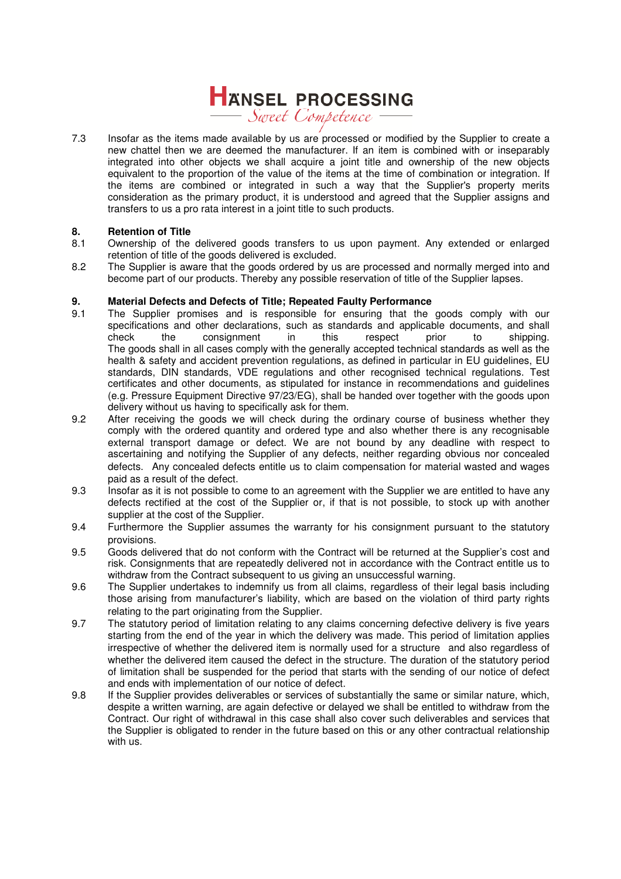7.3 Insofar as the items made available by us are processed or modified by the Supplier to create a new chattel then we are deemed the manufacturer. If an item is combined with or inseparably integrated into other objects we shall acquire a joint title and ownership of the new objects equivalent to the proportion of the value of the items at the time of combination or integration. If the items are combined or integrated in such a way that the Supplier's property merits consideration as the primary product, it is understood and agreed that the Supplier assigns and transfers to us a pro rata interest in a joint title to such products.

## 8. Retention of Title

8.1 Ownership of the delivered goods transfers to us upon payment. Any extended or enlarged retention of title of the goods delivered is excluded.

8.2 The Supplier is aware that the goods ordered by us are processed and normally merged into and become part of our products. Thereby any possible reservation of title of the Supplier lapses.

## 9. Material Defects and Defects of Title; Repeated Faulty Performance

9.1 The Supplier promises and is responsible for ensuring that the goods comply with our specifications and other declarations, such as standards and applicable documents, and shall check the consignment in this respect prior to shipping. The goods shall in all cases comply with the generally accepted technical standards as well as the health & safety and accident prevention regulations, as defined in particular in EU guidelines, EU standards, DIN standards, VDE regulations and other recognised technical regulations. Test certificates and other documents, as stipulated for instance in recommendations and guidelines (e.g. Pressure Equipment Directive 97/23/EG), shall be handed over together with the goods upon delivery without us having to specifically ask for them.

9.2 After receiving the goods we will check during the ordinary course of business whether they comply with the ordered quantity and ordered type and also whether there is any recognisable external transport damage or defect. We are not bound by any deadline with respect to ascertaining and notifying the Supplier of any defects, neither regarding obvious nor concealed defects. Any concealed defects entitle us to claim compensation for material wasted and wages paid as a result of the defect.

9.3 Insofar as it is not possible to come to an agreement with the Supplier we are entitled to have any defects rectified at the cost of the Supplier or, if that is not possible, to stock up with another supplier at the cost of the Supplier.

9.4 Furthermore the Supplier assumes the warranty for his consignment pursuant to the statutory provisions.

9.5 Goods delivered that do not conform with the Contract will be returned at the Supplier's cost and risk. Consignments that are repeatedly delivered not in accordance with the Contract entitle us to withdraw from the Contract subsequent to us giving an unsuccessful warning.

9.6 The Supplier undertakes to indemnify us from all claims, regardless of their legal basis including those arising from manufacturer's liability, which are based on the violation of third party rights relating to the part originating from the Supplier.

9.7 The statutory period of limitation relating to any claims concerning defective delivery is five years starting from the end of the year in which the delivery was made. This period of limitation applies irrespective of whether the delivered item is normally used for a structure and also regardless of whether the delivered item caused the defect in the structure. The duration of the statutory period of limitation shall be suspended for the period that starts with the sending of our notice of defect and ends with implementation of our notice of defect.

9.8 If the Supplier provides deliverables or services of substantially the same or similar nature, which, despite a written warning, are again defective or delayed we shall be entitled to withdraw from the Contract. Our right of withdrawal in this case shall also cover such deliverables and services that the Supplier is obligated to render in the future based on this or any other contractual relationship with us.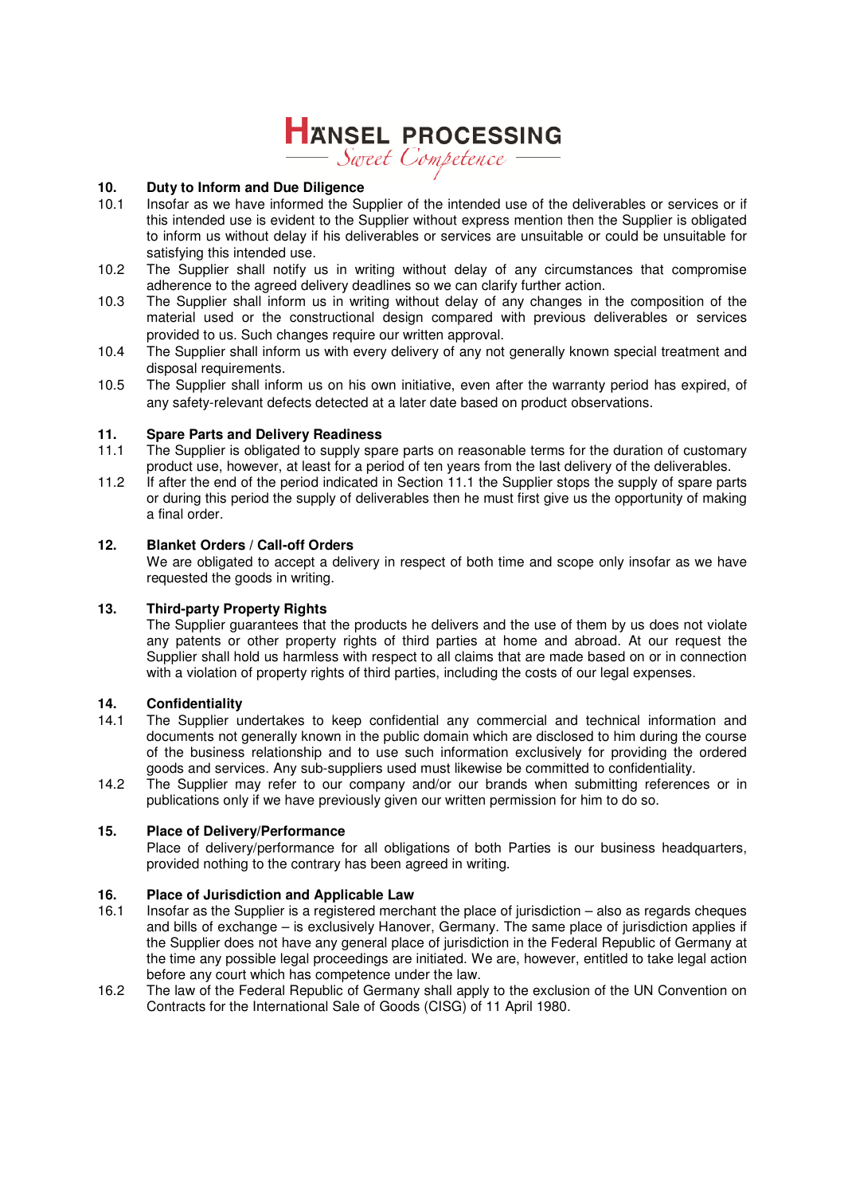## 10. Duty to Inform and Due Diligence

10.1 Insofar as we have informed the Supplier of the intended use of the deliverables or services or if this intended use is evident to the Supplier without express mention then the Supplier is obligated to inform us without delay if his deliverables or services are unsuitable or could be unsuitable for satisfying this intended use.

10.2 The Supplier shall notify us in writing without delay of any circumstances that compromise adherence to the agreed delivery deadlines so we can clarify further action.

10.3 The Supplier shall inform us in writing without delay of any changes in the composition of the material used or the constructional design compared with previous deliverables or services provided to us. Such changes require our written approval.

10.4 The Supplier shall inform us with every delivery of any not generally known special treatment and disposal requirements.

10.5 The Supplier shall inform us on his own initiative, even after the warranty period has expired, of any safety-relevant defects detected at a later date based on product observations.

## 11. Spare Parts and Delivery Readiness

11.1 The Supplier is obligated to supply spare parts on reasonable terms for the duration of customary product use, however, at least for a period of ten years from the last delivery of the deliverables.

11.2 If after the end of the period indicated in Section 11.1 the Supplier stops the supply of spare parts or during this period the supply of deliverables then he must first give us the opportunity of making a final order.

## 12. Blanket Orders / Call-off Orders

We are obligated to accept a delivery in respect of both time and scope only insofar as we have requested the goods in writing.

## 13. Third-party Property Rights

The Supplier guarantees that the products he delivers and the use of them by us does not violate any patents or other property rights of third parties at home and abroad. At our request the Supplier shall hold us harmless with respect to all claims that are made based on or in connection with a violation of property rights of third parties, including the costs of our legal expenses.

## 14. Confidentiality

14.1 The Supplier undertakes to keep confidential any commercial and technical information and documents not generally known in the public domain which are disclosed to him during the course of the business relationship and to use such information exclusively for providing the ordered goods and services. Any sub-suppliers used must likewise be committed to confidentiality.

14.2 The Supplier may refer to our company and/or our brands when submitting references or in publications only if we have previously given our written permission for him to do so.

## 15. Place of Delivery/Performance

Place of delivery/performance for all obligations of both Parties is our business headquarters, provided nothing to the contrary has been agreed in writing.

## 16. Place of Jurisdiction and Applicable Law

16.1 Insofar as the Supplier is a registered merchant the place of jurisdiction – also as regards cheques and bills of exchange – is exclusively Hanover, Germany. The same place of jurisdiction applies if the Supplier does not have any general place of jurisdiction in the Federal Republic of Germany at the time any possible legal proceedings are initiated. We are, however, entitled to take legal action before any court which has competence under the law.

16.2 The law of the Federal Republic of Germany shall apply to the exclusion of the UN Convention on Contracts for the International Sale of Goods (CISG) of 11 April 1980.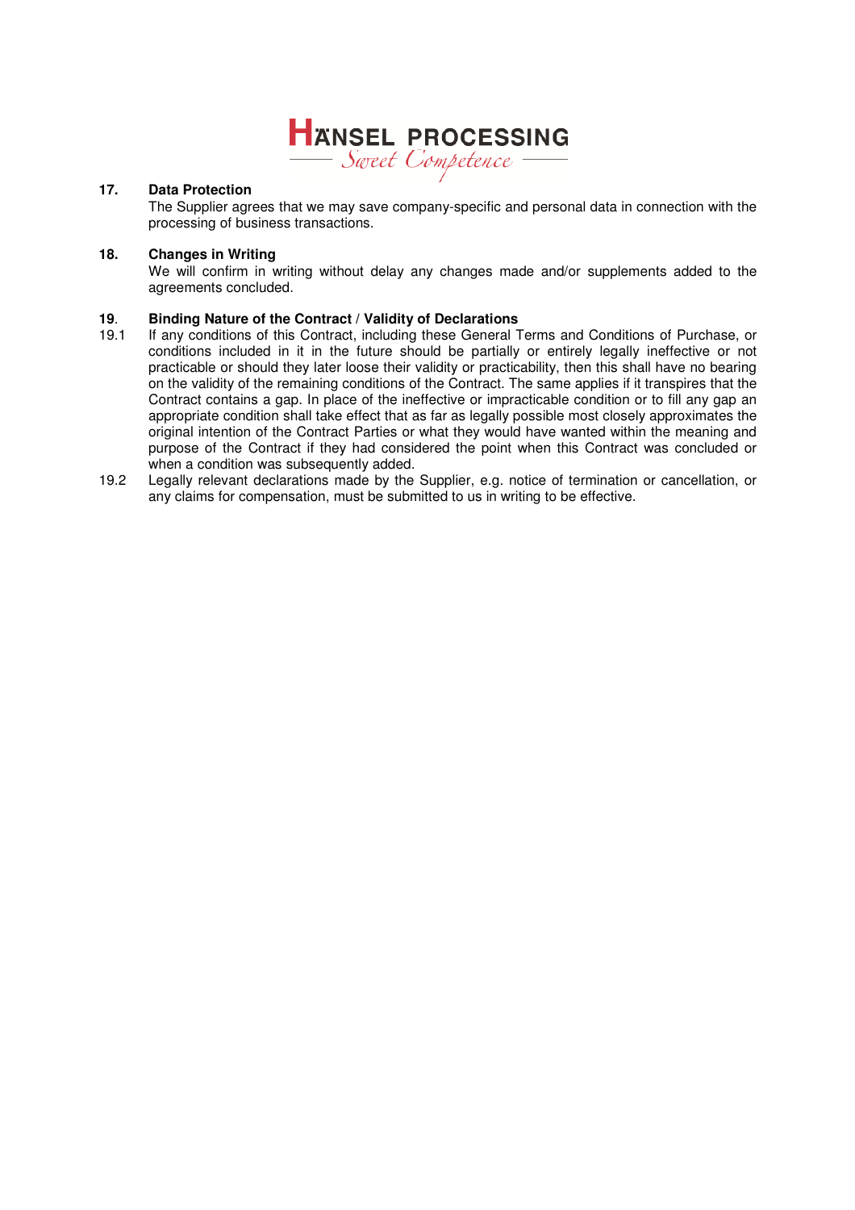## 17. Data Protection

The Supplier agrees that we may save company-specific and personal data in connection with the processing of business transactions.

## 18. Changes in Writing

We will confirm in writing without delay any changes made and/or supplements added to the agreements concluded.

## 19. Binding Nature of the Contract / Validity of Declarations

19.1 If any conditions of this Contract, including these General Terms and Conditions of Purchase, or conditions included in it in the future should be partially or entirely legally ineffective or not practicable or should they later loose their validity or practicability, then this shall have no bearing on the validity of the remaining conditions of the Contract. The same applies if it transpires that the Contract contains a gap. In place of the ineffective or impracticable condition or to fill any gap an appropriate condition shall take effect that as far as legally possible most closely approximates the original intention of the Contract Parties or what they would have wanted within the meaning and purpose of the Contract if they had considered the point when this Contract was concluded or when a condition was subsequently added.

19.2 Legally relevant declarations made by the Supplier, e.g. notice of termination or cancellation, or any claims for compensation, must be submitted to us in writing to be effective.